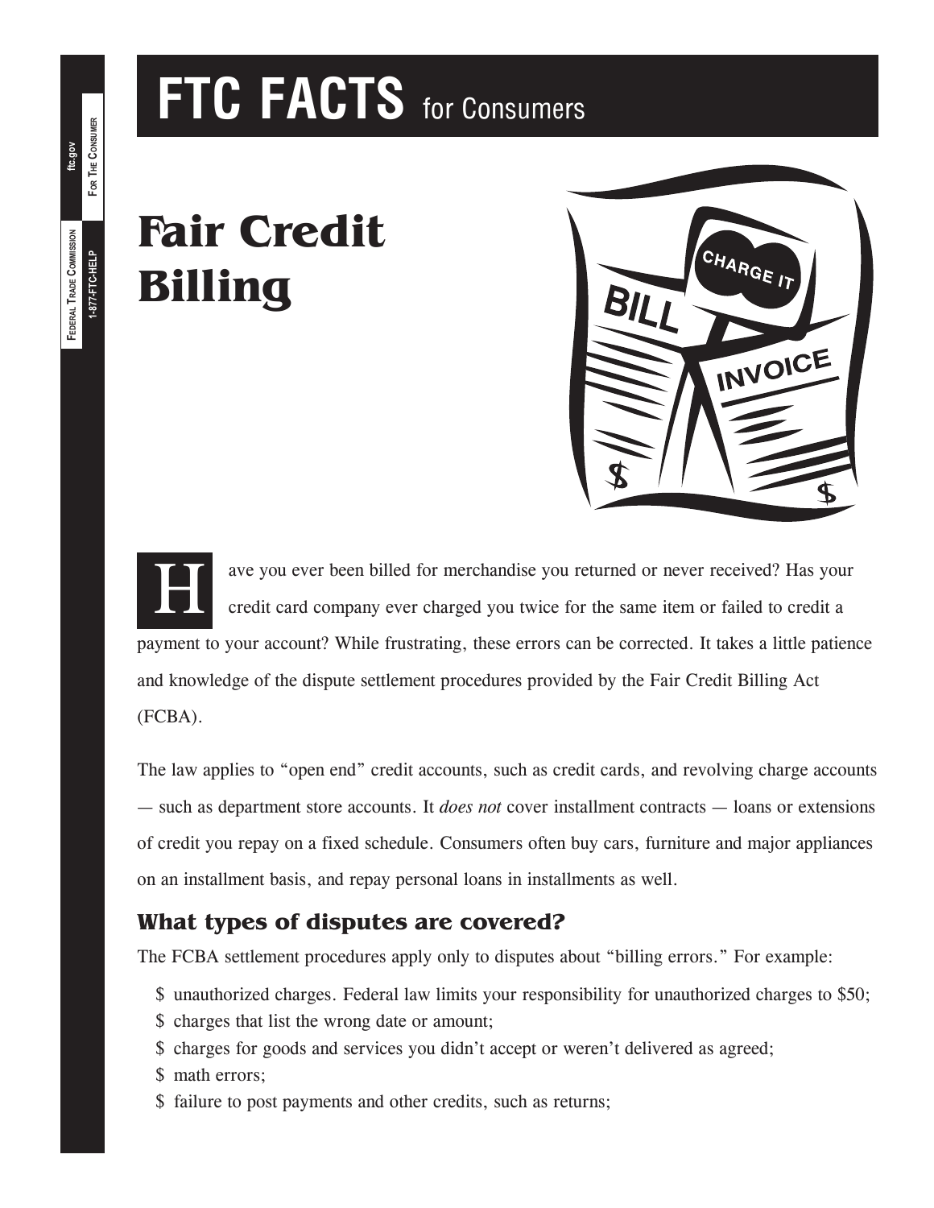# FTC FACTS for Consumers

# Fair Credit Billing

Have you ever been billed for merchandise you returned or never received? Has your credit card company ever charged you twice for the same item or failed to credit a payment to your account? While frustrating, these errors can be corrected. It takes a little patience and knowledge of the dispute settlement procedures provided by the Fair Credit Billing Act (FCBA).

The law applies to "open end" credit accounts, such as credit cards, and revolving charge accounts — such as department store accounts. It *does not* cover installment contracts — loans or extensions of credit you repay on a fixed schedule. Consumers often buy cars, furniture and major appliances on an installment basis, and repay personal loans in installments as well.

## What types of disputes are covered?

The FCBA settlement procedures apply only to disputes about "billing errors." For example:

- unauthorized charges. Federal law limits your responsibility for unauthorized charges to $50;
- charges that list the wrong date or amount;
- charges for goods and services you didn't accept or weren't delivered as agreed;
- math errors;
- failure to post payments and other credits, such as returns;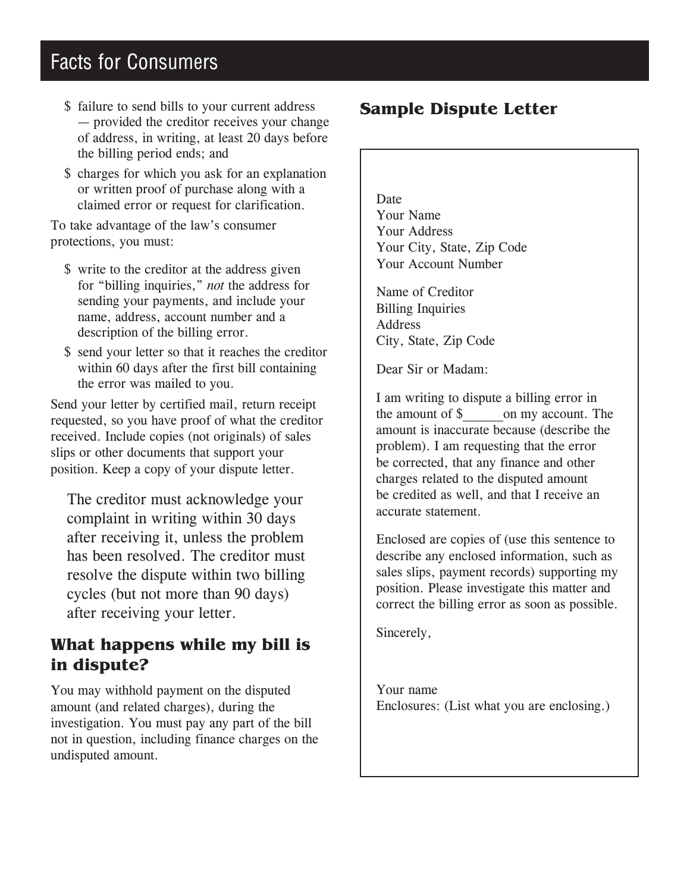- failure to send bills to your current address — provided the creditor receives your change of address, in writing, at least 20 days before the billing period ends; and
- charges for which you ask for an explanation or written proof of purchase along with a claimed error or request for clarification.

To take advantage of the law's consumer protections, you must:

- write to the creditor at the address given for "billing inquiries," *not* the address for sending your payments, and include your name, address, account number and a description of the billing error.
- send your letter so that it reaches the creditor within 60 days after the first bill containing the error was mailed to you.

Send your letter by certified mail, return receipt requested, so you have proof of what the creditor received. Include copies (not originals) of sales slips or other documents that support your position. Keep a copy of your dispute letter.

The creditor must acknowledge your complaint in writing within 30 days after receiving it, unless the problem has been resolved. The creditor must resolve the dispute within two billing cycles (but not more than 90 days) after receiving your letter.

## What happens while my bill is in dispute?

You may withhold payment on the disputed amount (and related charges), during the investigation. You must pay any part of the bill not in question, including finance charges on the undisputed amount.

## Sample Dispute Letter

Date
Your Name
Your Address
Your City, State, Zip Code
Your Account Number

Name of Creditor
Billing Inquiries
Address
City, State, Zip Code

Dear Sir or Madam:

I am writing to dispute a billing error in the amount of $______on my account. The amount is inaccurate because (describe the problem). I am requesting that the error be corrected, that any finance and other charges related to the disputed amount be credited as well, and that I receive an accurate statement.

Enclosed are copies of (use this sentence to describe any enclosed information, such as sales slips, payment records) supporting my position. Please investigate this matter and correct the billing error as soon as possible.

Sincerely,

Your name
Enclosures: (List what you are enclosing.)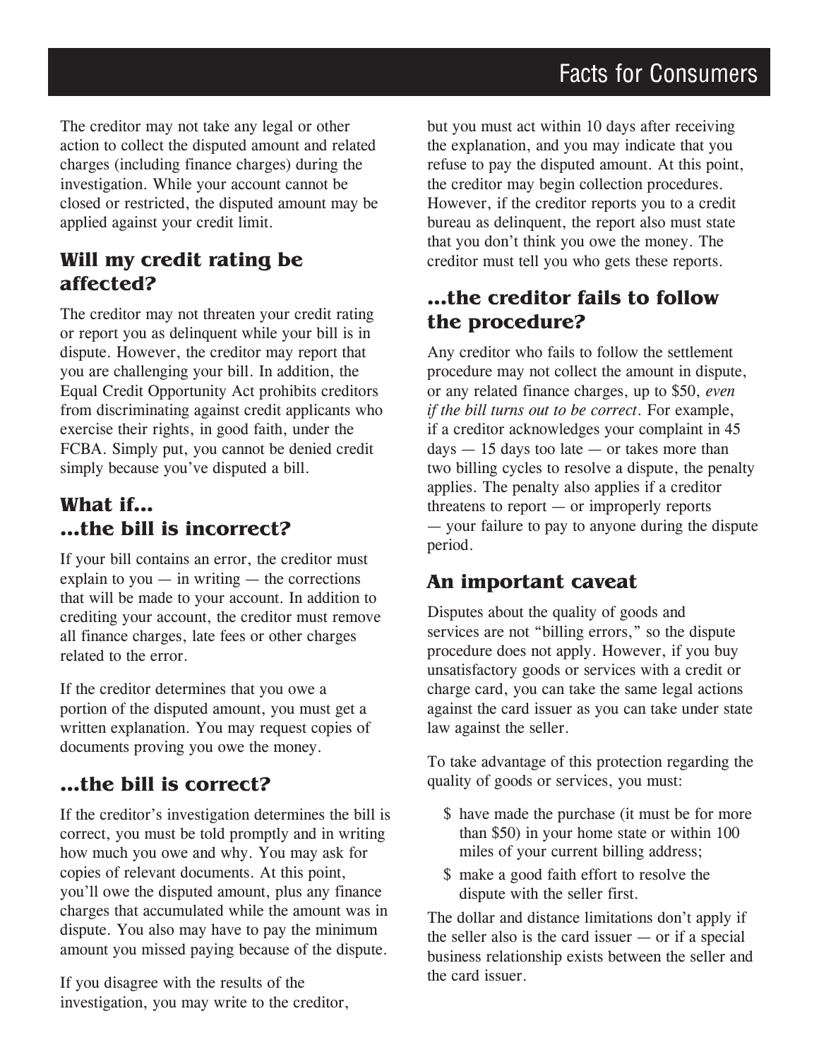The creditor may not take any legal or other action to collect the disputed amount and related charges (including finance charges) during the investigation. While your account cannot be closed or restricted, the disputed amount may be applied against your credit limit.

## Will my credit rating be affected?

The creditor may not threaten your credit rating or report you as delinquent while your bill is in dispute. However, the creditor may report that you are challenging your bill. In addition, the Equal Credit Opportunity Act prohibits creditors from discriminating against credit applicants who exercise their rights, in good faith, under the FCBA. Simply put, you cannot be denied credit simply because you've disputed a bill.

## What if...
## ...the bill is incorrect?

If your bill contains an error, the creditor must explain to you — in writing — the corrections that will be made to your account. In addition to crediting your account, the creditor must remove all finance charges, late fees or other charges related to the error.

If the creditor determines that you owe a portion of the disputed amount, you must get a written explanation. You may request copies of documents proving you owe the money.

## ...the bill is correct?

If the creditor's investigation determines the bill is correct, you must be told promptly and in writing how much you owe and why. You may ask for copies of relevant documents. At this point, you'll owe the disputed amount, plus any finance charges that accumulated while the amount was in dispute. You also may have to pay the minimum amount you missed paying because of the dispute.

If you disagree with the results of the investigation, you may write to the creditor, but you must act within 10 days after receiving the explanation, and you may indicate that you refuse to pay the disputed amount. At this point, the creditor may begin collection procedures. However, if the creditor reports you to a credit bureau as delinquent, the report also must state that you don't think you owe the money. The creditor must tell you who gets these reports.

## ...the creditor fails to follow the procedure?

Any creditor who fails to follow the settlement procedure may not collect the amount in dispute, or any related finance charges, up to $50, *even if the bill turns out to be correct*. For example, if a creditor acknowledges your complaint in 45 days — 15 days too late — or takes more than two billing cycles to resolve a dispute, the penalty applies. The penalty also applies if a creditor threatens to report — or improperly reports — your failure to pay to anyone during the dispute period.

## An important caveat

Disputes about the quality of goods and services are not "billing errors," so the dispute procedure does not apply. However, if you buy unsatisfactory goods or services with a credit or charge card, you can take the same legal actions against the card issuer as you can take under state law against the seller.

To take advantage of this protection regarding the quality of goods or services, you must:

- have made the purchase (it must be for more than $50) in your home state or within 100 miles of your current billing address;
- make a good faith effort to resolve the dispute with the seller first.

The dollar and distance limitations don't apply if the seller also is the card issuer — or if a special business relationship exists between the seller and the card issuer.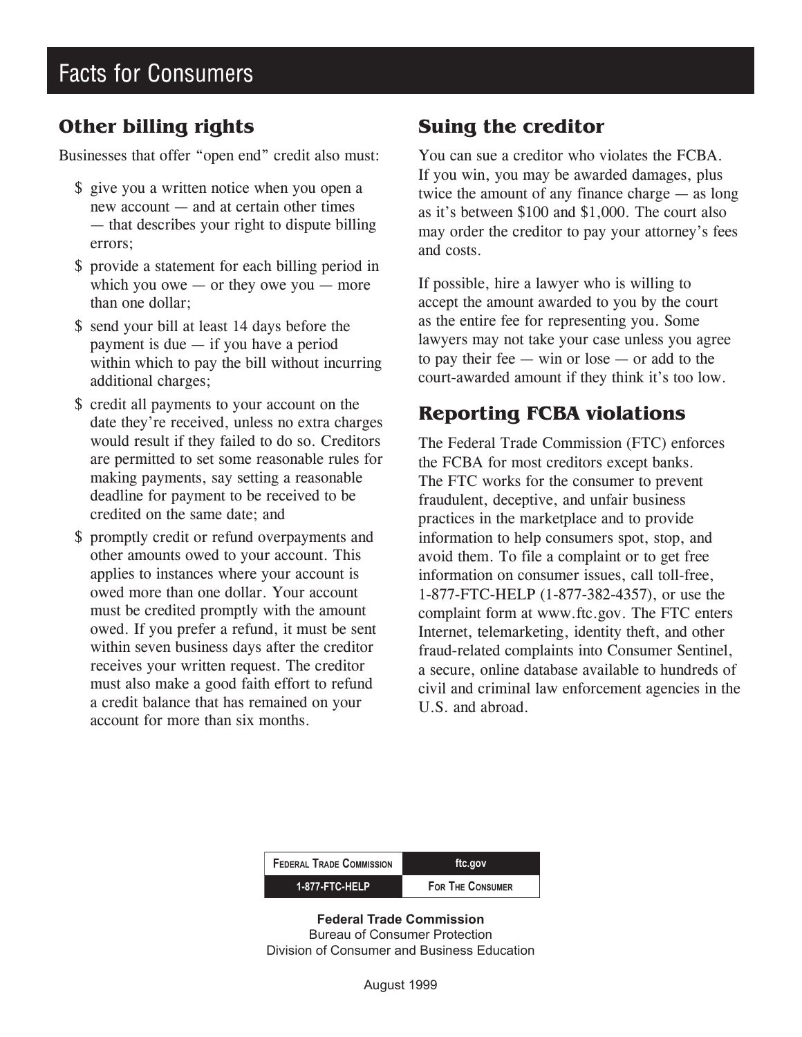## Other billing rights

Businesses that offer "open end" credit also must:

- give you a written notice when you open a new account — and at certain other times — that describes your right to dispute billing errors;
- provide a statement for each billing period in which you owe — or they owe you — more than one dollar;
- send your bill at least 14 days before the payment is due — if you have a period within which to pay the bill without incurring additional charges;
- credit all payments to your account on the date they're received, unless no extra charges would result if they failed to do so. Creditors are permitted to set some reasonable rules for making payments, say setting a reasonable deadline for payment to be received to be credited on the same date; and
- promptly credit or refund overpayments and other amounts owed to your account. This applies to instances where your account is owed more than one dollar. Your account must be credited promptly with the amount owed. If you prefer a refund, it must be sent within seven business days after the creditor receives your written request. The creditor must also make a good faith effort to refund a credit balance that has remained on your account for more than six months.

## Suing the creditor

You can sue a creditor who violates the FCBA. If you win, you may be awarded damages, plus twice the amount of any finance charge — as long as it's between $100 and $1,000. The court also may order the creditor to pay your attorney's fees and costs.

If possible, hire a lawyer who is willing to accept the amount awarded to you by the court as the entire fee for representing you. Some lawyers may not take your case unless you agree to pay their fee — win or lose — or add to the court-awarded amount if they think it's too low.

## Reporting FCBA violations

The Federal Trade Commission (FTC) enforces the FCBA for most creditors except banks. The FTC works for the consumer to prevent fraudulent, deceptive, and unfair business practices in the marketplace and to provide information to help consumers spot, stop, and avoid them. To file a complaint or to get free information on consumer issues, call toll-free, 1-877-FTC-HELP (1-877-382-4357), or use the complaint form at www.ftc.gov. The FTC enters Internet, telemarketing, identity theft, and other fraud-related complaints into Consumer Sentinel, a secure, online database available to hundreds of civil and criminal law enforcement agencies in the U.S. and abroad.

| | |
|---|---|
| FEDERAL TRADE COMMISSION | ftc.gov |
| 1-877-FTC-HELP | FOR THE CONSUMER |

**Federal Trade Commission**
Bureau of Consumer Protection
Division of Consumer and Business Education

August 1999